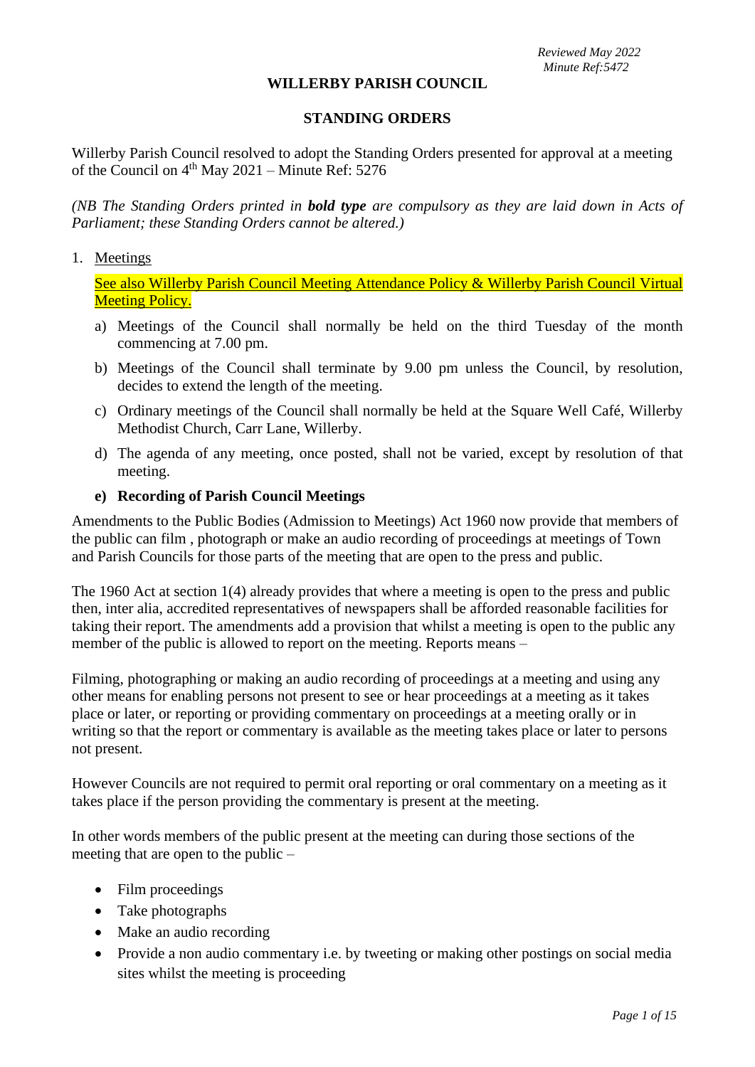*Reviewed May 2022*
*Minute Ref:5472*

# WILLERBY PARISH COUNCIL

## STANDING ORDERS

Willerby Parish Council resolved to adopt the Standing Orders presented for approval at a meeting of the Council on 4th May 2021 – Minute Ref: 5276

*(NB The Standing Orders printed in **bold type** are compulsory as they are laid down in Acts of Parliament; these Standing Orders cannot be altered.)*

1. Meetings

   See also Willerby Parish Council Meeting Attendance Policy & Willerby Parish Council Virtual Meeting Policy.

   a) Meetings of the Council shall normally be held on the third Tuesday of the month commencing at 7.00 pm.

   b) Meetings of the Council shall terminate by 9.00 pm unless the Council, by resolution, decides to extend the length of the meeting.

   c) Ordinary meetings of the Council shall normally be held at the Square Well Café, Willerby Methodist Church, Carr Lane, Willerby.

   d) The agenda of any meeting, once posted, shall not be varied, except by resolution of that meeting.

   **e) Recording of Parish Council Meetings**

Amendments to the Public Bodies (Admission to Meetings) Act 1960 now provide that members of the public can film , photograph or make an audio recording of proceedings at meetings of Town and Parish Councils for those parts of the meeting that are open to the press and public.

The 1960 Act at section 1(4) already provides that where a meeting is open to the press and public then, inter alia, accredited representatives of newspapers shall be afforded reasonable facilities for taking their report. The amendments add a provision that whilst a meeting is open to the public any member of the public is allowed to report on the meeting. Reports means –

Filming, photographing or making an audio recording of proceedings at a meeting and using any other means for enabling persons not present to see or hear proceedings at a meeting as it takes place or later, or reporting or providing commentary on proceedings at a meeting orally or in writing so that the report or commentary is available as the meeting takes place or later to persons not present.

However Councils are not required to permit oral reporting or oral commentary on a meeting as it takes place if the person providing the commentary is present at the meeting.

In other words members of the public present at the meeting can during those sections of the meeting that are open to the public –

- Film proceedings
- Take photographs
- Make an audio recording
- Provide a non audio commentary i.e. by tweeting or making other postings on social media sites whilst the meeting is proceeding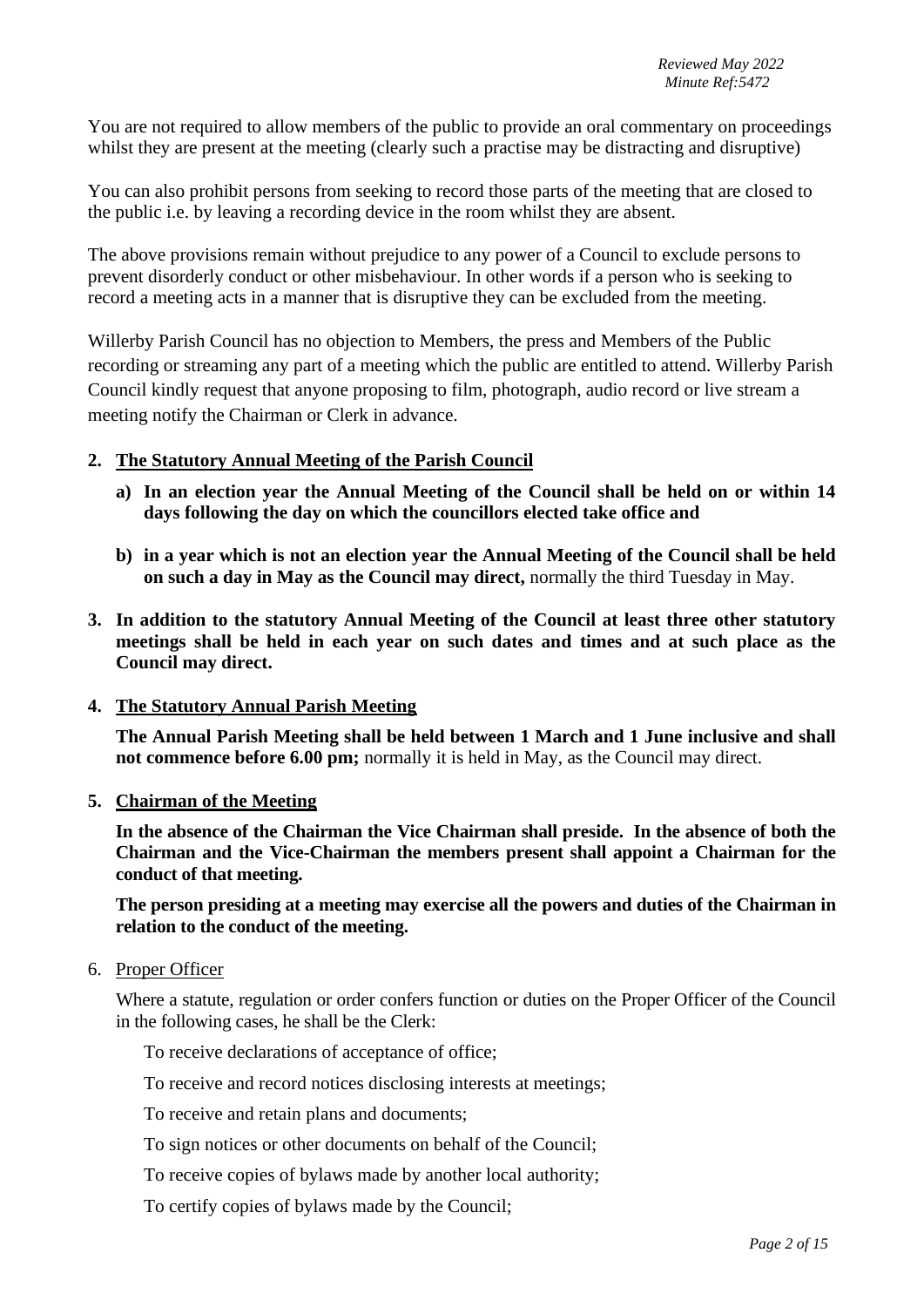You are not required to allow members of the public to provide an oral commentary on proceedings whilst they are present at the meeting (clearly such a practise may be distracting and disruptive)

You can also prohibit persons from seeking to record those parts of the meeting that are closed to the public i.e. by leaving a recording device in the room whilst they are absent.

The above provisions remain without prejudice to any power of a Council to exclude persons to prevent disorderly conduct or other misbehaviour. In other words if a person who is seeking to record a meeting acts in a manner that is disruptive they can be excluded from the meeting.

Willerby Parish Council has no objection to Members, the press and Members of the Public recording or streaming any part of a meeting which the public are entitled to attend. Willerby Parish Council kindly request that anyone proposing to film, photograph, audio record or live stream a meeting notify the Chairman or Clerk in advance.

**2. <u>The Statutory Annual Meeting of the Parish Council</u>**

**a) In an election year the Annual Meeting of the Council shall be held on or within 14 days following the day on which the councillors elected take office and**

**b) in a year which is not an election year the Annual Meeting of the Council shall be held on such a day in May as the Council may direct,** normally the third Tuesday in May.

**3. In addition to the statutory Annual Meeting of the Council at least three other statutory meetings shall be held in each year on such dates and times and at such place as the Council may direct.**

**4. <u>The Statutory Annual Parish Meeting</u>**

**The Annual Parish Meeting shall be held between 1 March and 1 June inclusive and shall not commence before 6.00 pm;** normally it is held in May, as the Council may direct.

**5. <u>Chairman of the Meeting</u>**

**In the absence of the Chairman the Vice Chairman shall preside. In the absence of both the Chairman and the Vice-Chairman the members present shall appoint a Chairman for the conduct of that meeting.**

**The person presiding at a meeting may exercise all the powers and duties of the Chairman in relation to the conduct of the meeting.**

6. <u>Proper Officer</u>

Where a statute, regulation or order confers function or duties on the Proper Officer of the Council in the following cases, he shall be the Clerk:

To receive declarations of acceptance of office;

To receive and record notices disclosing interests at meetings;

To receive and retain plans and documents;

To sign notices or other documents on behalf of the Council;

To receive copies of bylaws made by another local authority;

To certify copies of bylaws made by the Council;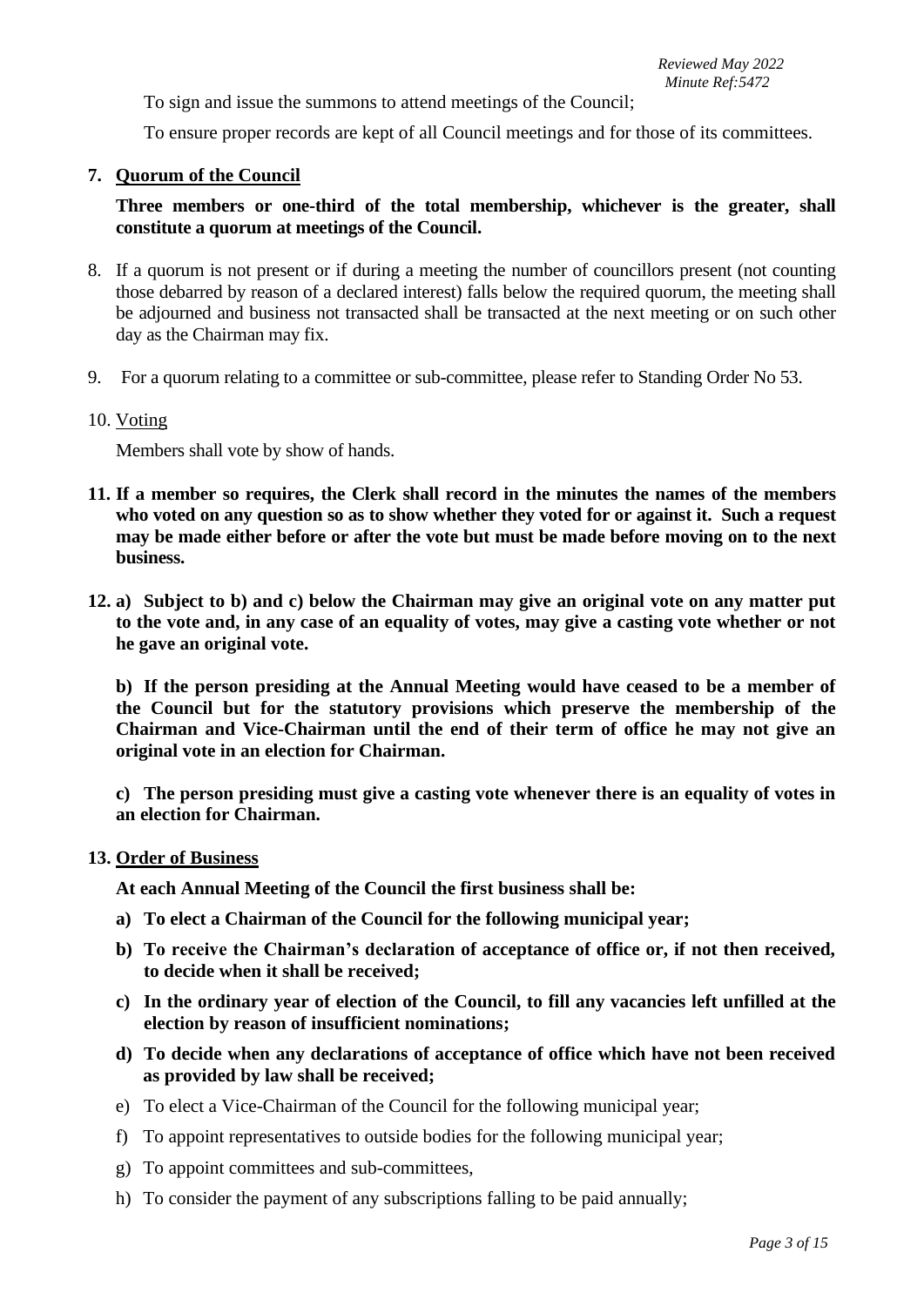To sign and issue the summons to attend meetings of the Council;

To ensure proper records are kept of all Council meetings and for those of its committees.

7. **Quorum of the Council**

   **Three members or one-third of the total membership, whichever is the greater, shall constitute a quorum at meetings of the Council.**

8. If a quorum is not present or if during a meeting the number of councillors present (not counting those debarred by reason of a declared interest) falls below the required quorum, the meeting shall be adjourned and business not transacted shall be transacted at the next meeting or on such other day as the Chairman may fix.

9. For a quorum relating to a committee or sub-committee, please refer to Standing Order No 53.

10. Voting

    Members shall vote by show of hands.

11. **If a member so requires, the Clerk shall record in the minutes the names of the members who voted on any question so as to show whether they voted for or against it. Such a request may be made either before or after the vote but must be made before moving on to the next business.**

12. **a) Subject to b) and c) below the Chairman may give an original vote on any matter put to the vote and, in any case of an equality of votes, may give a casting vote whether or not he gave an original vote.**

    **b) If the person presiding at the Annual Meeting would have ceased to be a member of the Council but for the statutory provisions which preserve the membership of the Chairman and Vice-Chairman until the end of their term of office he may not give an original vote in an election for Chairman.**

    **c) The person presiding must give a casting vote whenever there is an equality of votes in an election for Chairman.**

13. **Order of Business**

    **At each Annual Meeting of the Council the first business shall be:**

    **a) To elect a Chairman of the Council for the following municipal year;**

    **b) To receive the Chairman's declaration of acceptance of office or, if not then received, to decide when it shall be received;**

    **c) In the ordinary year of election of the Council, to fill any vacancies left unfilled at the election by reason of insufficient nominations;**

    **d) To decide when any declarations of acceptance of office which have not been received as provided by law shall be received;**

    e) To elect a Vice-Chairman of the Council for the following municipal year;

    f) To appoint representatives to outside bodies for the following municipal year;

    g) To appoint committees and sub-committees,

    h) To consider the payment of any subscriptions falling to be paid annually;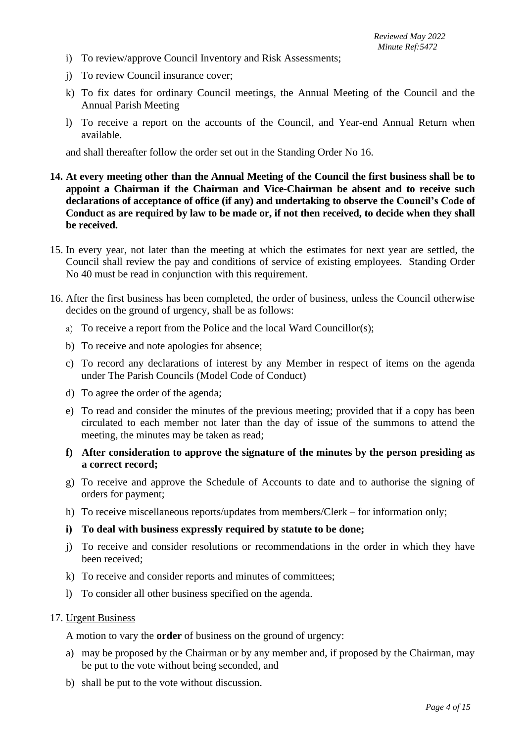i) To review/approve Council Inventory and Risk Assessments;

j) To review Council insurance cover;

k) To fix dates for ordinary Council meetings, the Annual Meeting of the Council and the Annual Parish Meeting

l) To receive a report on the accounts of the Council, and Year-end Annual Return when available.

and shall thereafter follow the order set out in the Standing Order No 16.

**14. At every meeting other than the Annual Meeting of the Council the first business shall be to appoint a Chairman if the Chairman and Vice-Chairman be absent and to receive such declarations of acceptance of office (if any) and undertaking to observe the Council's Code of Conduct as are required by law to be made or, if not then received, to decide when they shall be received.**

15. In every year, not later than the meeting at which the estimates for next year are settled, the Council shall review the pay and conditions of service of existing employees. Standing Order No 40 must be read in conjunction with this requirement.

16. After the first business has been completed, the order of business, unless the Council otherwise decides on the ground of urgency, shall be as follows:

a) To receive a report from the Police and the local Ward Councillor(s);

b) To receive and note apologies for absence;

c) To record any declarations of interest by any Member in respect of items on the agenda under The Parish Councils (Model Code of Conduct)

d) To agree the order of the agenda;

e) To read and consider the minutes of the previous meeting; provided that if a copy has been circulated to each member not later than the day of issue of the summons to attend the meeting, the minutes may be taken as read;

**f) After consideration to approve the signature of the minutes by the person presiding as a correct record;**

g) To receive and approve the Schedule of Accounts to date and to authorise the signing of orders for payment;

h) To receive miscellaneous reports/updates from members/Clerk – for information only;

**i) To deal with business expressly required by statute to be done;**

j) To receive and consider resolutions or recommendations in the order in which they have been received;

k) To receive and consider reports and minutes of committees;

l) To consider all other business specified on the agenda.

17. <u>Urgent Business</u>

A motion to vary the **order** of business on the ground of urgency:

a) may be proposed by the Chairman or by any member and, if proposed by the Chairman, may be put to the vote without being seconded, and

b) shall be put to the vote without discussion.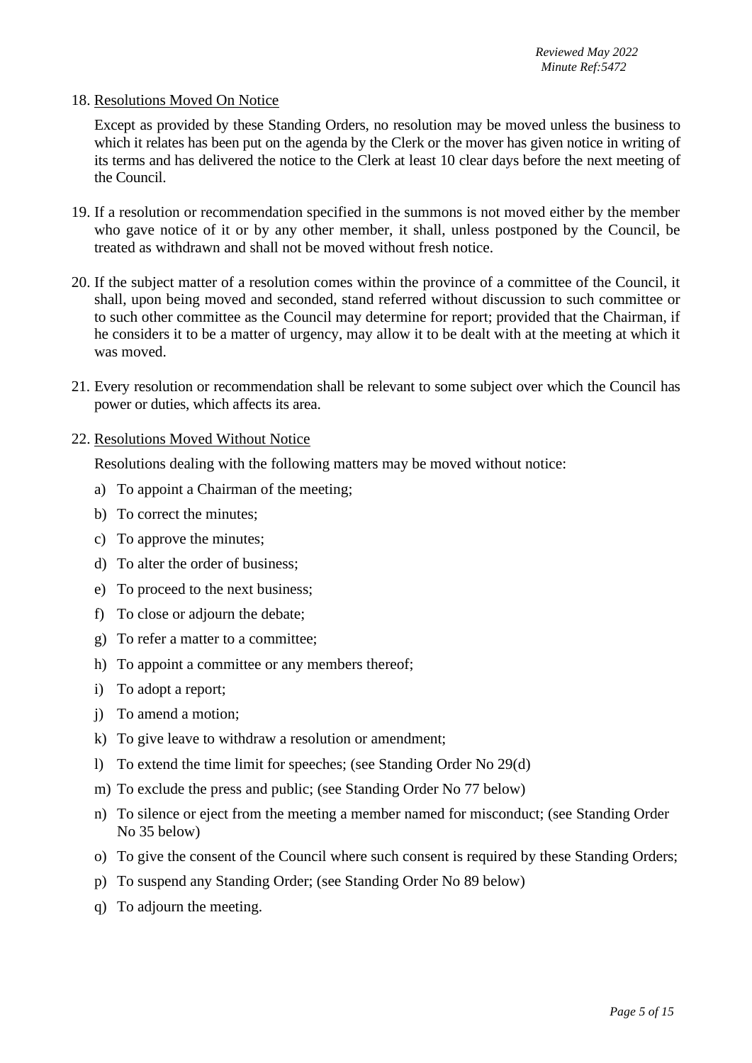18. <u>Resolutions Moved On Notice</u>

    Except as provided by these Standing Orders, no resolution may be moved unless the business to which it relates has been put on the agenda by the Clerk or the mover has given notice in writing of its terms and has delivered the notice to the Clerk at least 10 clear days before the next meeting of the Council.

19. If a resolution or recommendation specified in the summons is not moved either by the member who gave notice of it or by any other member, it shall, unless postponed by the Council, be treated as withdrawn and shall not be moved without fresh notice.

20. If the subject matter of a resolution comes within the province of a committee of the Council, it shall, upon being moved and seconded, stand referred without discussion to such committee or to such other committee as the Council may determine for report; provided that the Chairman, if he considers it to be a matter of urgency, may allow it to be dealt with at the meeting at which it was moved.

21. Every resolution or recommendation shall be relevant to some subject over which the Council has power or duties, which affects its area.

22. <u>Resolutions Moved Without Notice</u>

    Resolutions dealing with the following matters may be moved without notice:

    a) To appoint a Chairman of the meeting;
    b) To correct the minutes;
    c) To approve the minutes;
    d) To alter the order of business;
    e) To proceed to the next business;
    f) To close or adjourn the debate;
    g) To refer a matter to a committee;
    h) To appoint a committee or any members thereof;
    i) To adopt a report;
    j) To amend a motion;
    k) To give leave to withdraw a resolution or amendment;
    l) To extend the time limit for speeches; (see Standing Order No 29(d)
    m) To exclude the press and public; (see Standing Order No 77 below)
    n) To silence or eject from the meeting a member named for misconduct; (see Standing Order No 35 below)
    o) To give the consent of the Council where such consent is required by these Standing Orders;
    p) To suspend any Standing Order; (see Standing Order No 89 below)
    q) To adjourn the meeting.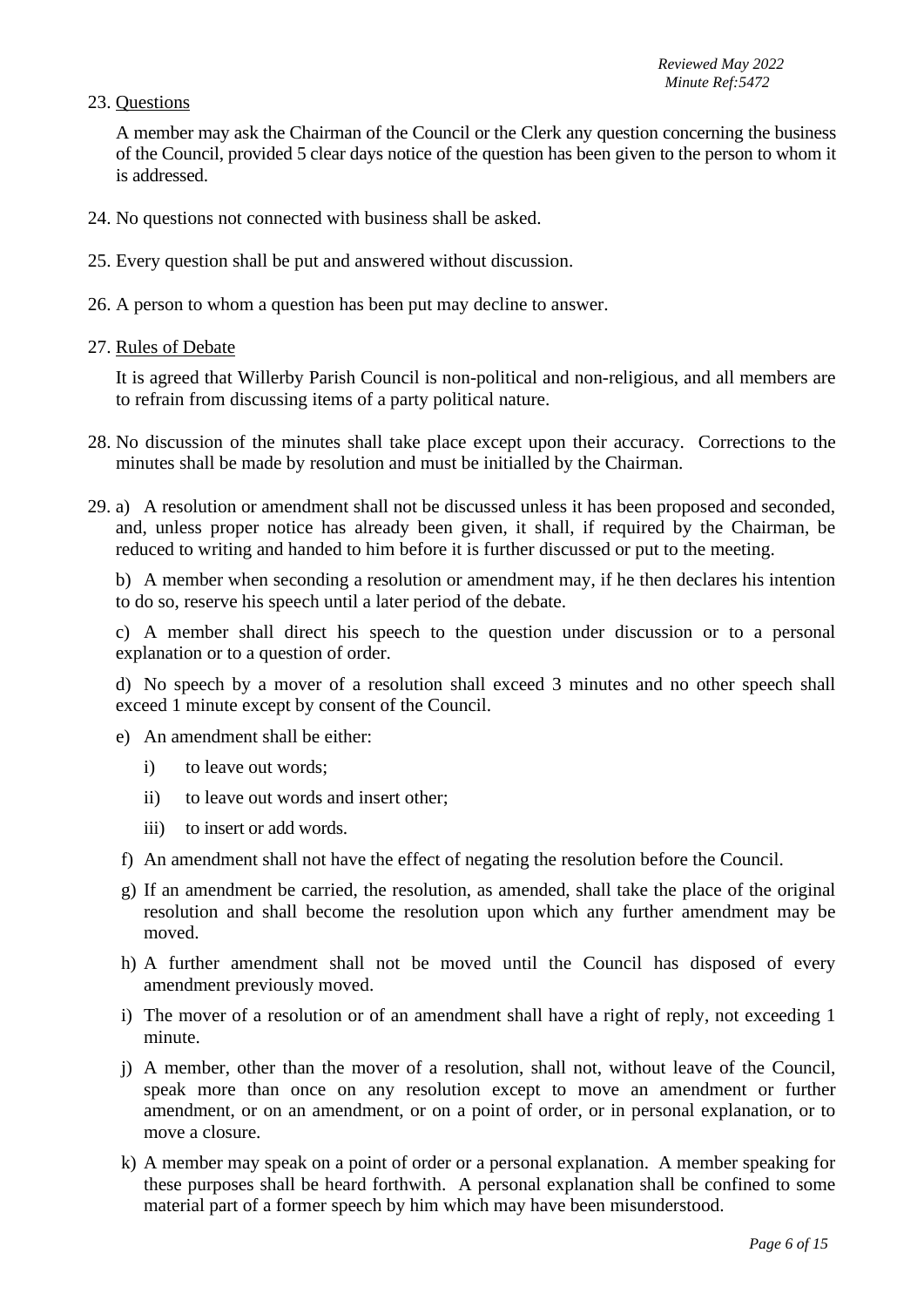23. <u>Questions</u>

    A member may ask the Chairman of the Council or the Clerk any question concerning the business of the Council, provided 5 clear days notice of the question has been given to the person to whom it is addressed.

24. No questions not connected with business shall be asked.

25. Every question shall be put and answered without discussion.

26. A person to whom a question has been put may decline to answer.

27. <u>Rules of Debate</u>

    It is agreed that Willerby Parish Council is non-political and non-religious, and all members are to refrain from discussing items of a party political nature.

28. No discussion of the minutes shall take place except upon their accuracy. Corrections to the minutes shall be made by resolution and must be initialled by the Chairman.

29. a) A resolution or amendment shall not be discussed unless it has been proposed and seconded, and, unless proper notice has already been given, it shall, if required by the Chairman, be reduced to writing and handed to him before it is further discussed or put to the meeting.

    b) A member when seconding a resolution or amendment may, if he then declares his intention to do so, reserve his speech until a later period of the debate.

    c) A member shall direct his speech to the question under discussion or to a personal explanation or to a question of order.

    d) No speech by a mover of a resolution shall exceed 3 minutes and no other speech shall exceed 1 minute except by consent of the Council.

    e) An amendment shall be either:

       i) to leave out words;

       ii) to leave out words and insert other;

       iii) to insert or add words.

    f) An amendment shall not have the effect of negating the resolution before the Council.

    g) If an amendment be carried, the resolution, as amended, shall take the place of the original resolution and shall become the resolution upon which any further amendment may be moved.

    h) A further amendment shall not be moved until the Council has disposed of every amendment previously moved.

    i) The mover of a resolution or of an amendment shall have a right of reply, not exceeding 1 minute.

    j) A member, other than the mover of a resolution, shall not, without leave of the Council, speak more than once on any resolution except to move an amendment or further amendment, or on an amendment, or on a point of order, or in personal explanation, or to move a closure.

    k) A member may speak on a point of order or a personal explanation. A member speaking for these purposes shall be heard forthwith. A personal explanation shall be confined to some material part of a former speech by him which may have been misunderstood.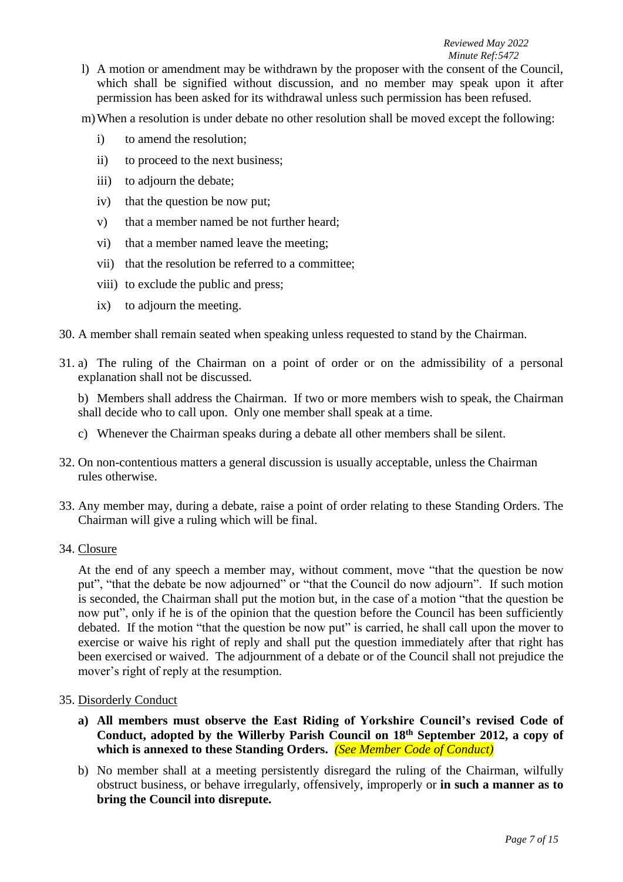l) A motion or amendment may be withdrawn by the proposer with the consent of the Council, which shall be signified without discussion, and no member may speak upon it after permission has been asked for its withdrawal unless such permission has been refused.

m) When a resolution is under debate no other resolution shall be moved except the following:

   i) to amend the resolution;

   ii) to proceed to the next business;

   iii) to adjourn the debate;

   iv) that the question be now put;

   v) that a member named be not further heard;

   vi) that a member named leave the meeting;

   vii) that the resolution be referred to a committee;

   viii) to exclude the public and press;

   ix) to adjourn the meeting.

30. A member shall remain seated when speaking unless requested to stand by the Chairman.

31. a) The ruling of the Chairman on a point of order or on the admissibility of a personal explanation shall not be discussed.

    b) Members shall address the Chairman. If two or more members wish to speak, the Chairman shall decide who to call upon. Only one member shall speak at a time.

    c) Whenever the Chairman speaks during a debate all other members shall be silent.

32. On non-contentious matters a general discussion is usually acceptable, unless the Chairman rules otherwise.

33. Any member may, during a debate, raise a point of order relating to these Standing Orders. The Chairman will give a ruling which will be final.

34. Closure

    At the end of any speech a member may, without comment, move "that the question be now put", "that the debate be now adjourned" or "that the Council do now adjourn". If such motion is seconded, the Chairman shall put the motion but, in the case of a motion "that the question be now put", only if he is of the opinion that the question before the Council has been sufficiently debated. If the motion "that the question be now put" is carried, he shall call upon the mover to exercise or waive his right of reply and shall put the question immediately after that right has been exercised or waived. The adjournment of a debate or of the Council shall not prejudice the mover's right of reply at the resumption.

35. Disorderly Conduct

    a) **All members must observe the East Riding of Yorkshire Council's revised Code of Conduct, adopted by the Willerby Parish Council on 18th September 2012, a copy of which is annexed to these Standing Orders.** *(See Member Code of Conduct)*

    b) No member shall at a meeting persistently disregard the ruling of the Chairman, wilfully obstruct business, or behave irregularly, offensively, improperly or **in such a manner as to bring the Council into disrepute.**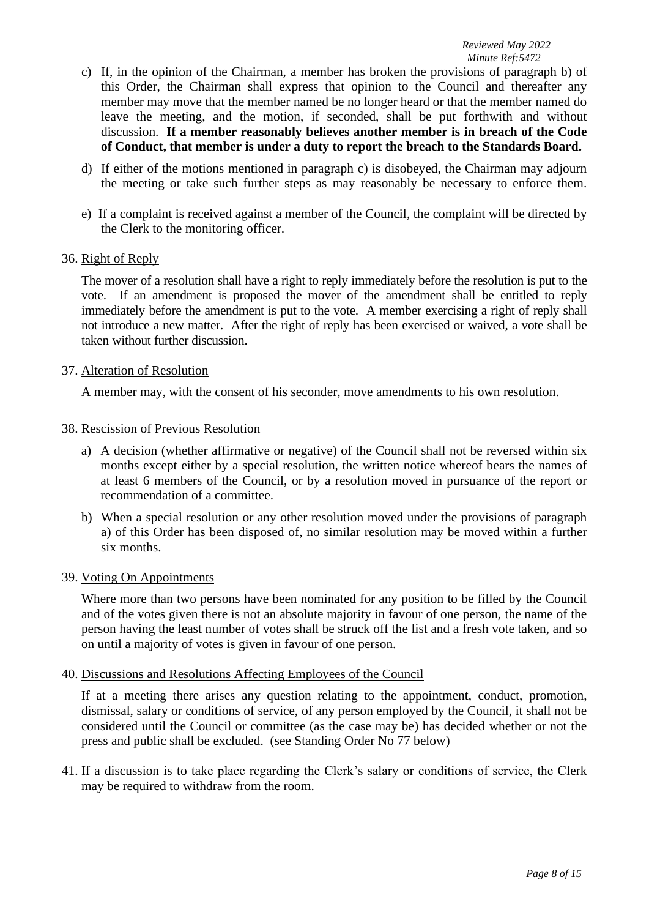c) If, in the opinion of the Chairman, a member has broken the provisions of paragraph b) of this Order, the Chairman shall express that opinion to the Council and thereafter any member may move that the member named be no longer heard or that the member named do leave the meeting, and the motion, if seconded, shall be put forthwith and without discussion. **If a member reasonably believes another member is in breach of the Code of Conduct, that member is under a duty to report the breach to the Standards Board.**

d) If either of the motions mentioned in paragraph c) is disobeyed, the Chairman may adjourn the meeting or take such further steps as may reasonably be necessary to enforce them.

e) If a complaint is received against a member of the Council, the complaint will be directed by the Clerk to the monitoring officer.

36. Right of Reply

The mover of a resolution shall have a right to reply immediately before the resolution is put to the vote. If an amendment is proposed the mover of the amendment shall be entitled to reply immediately before the amendment is put to the vote. A member exercising a right of reply shall not introduce a new matter. After the right of reply has been exercised or waived, a vote shall be taken without further discussion.

37. Alteration of Resolution

A member may, with the consent of his seconder, move amendments to his own resolution.

38. Rescission of Previous Resolution

a) A decision (whether affirmative or negative) of the Council shall not be reversed within six months except either by a special resolution, the written notice whereof bears the names of at least 6 members of the Council, or by a resolution moved in pursuance of the report or recommendation of a committee.

b) When a special resolution or any other resolution moved under the provisions of paragraph a) of this Order has been disposed of, no similar resolution may be moved within a further six months.

39. Voting On Appointments

Where more than two persons have been nominated for any position to be filled by the Council and of the votes given there is not an absolute majority in favour of one person, the name of the person having the least number of votes shall be struck off the list and a fresh vote taken, and so on until a majority of votes is given in favour of one person.

40. Discussions and Resolutions Affecting Employees of the Council

If at a meeting there arises any question relating to the appointment, conduct, promotion, dismissal, salary or conditions of service, of any person employed by the Council, it shall not be considered until the Council or committee (as the case may be) has decided whether or not the press and public shall be excluded. (see Standing Order No 77 below)

41. If a discussion is to take place regarding the Clerk's salary or conditions of service, the Clerk may be required to withdraw from the room.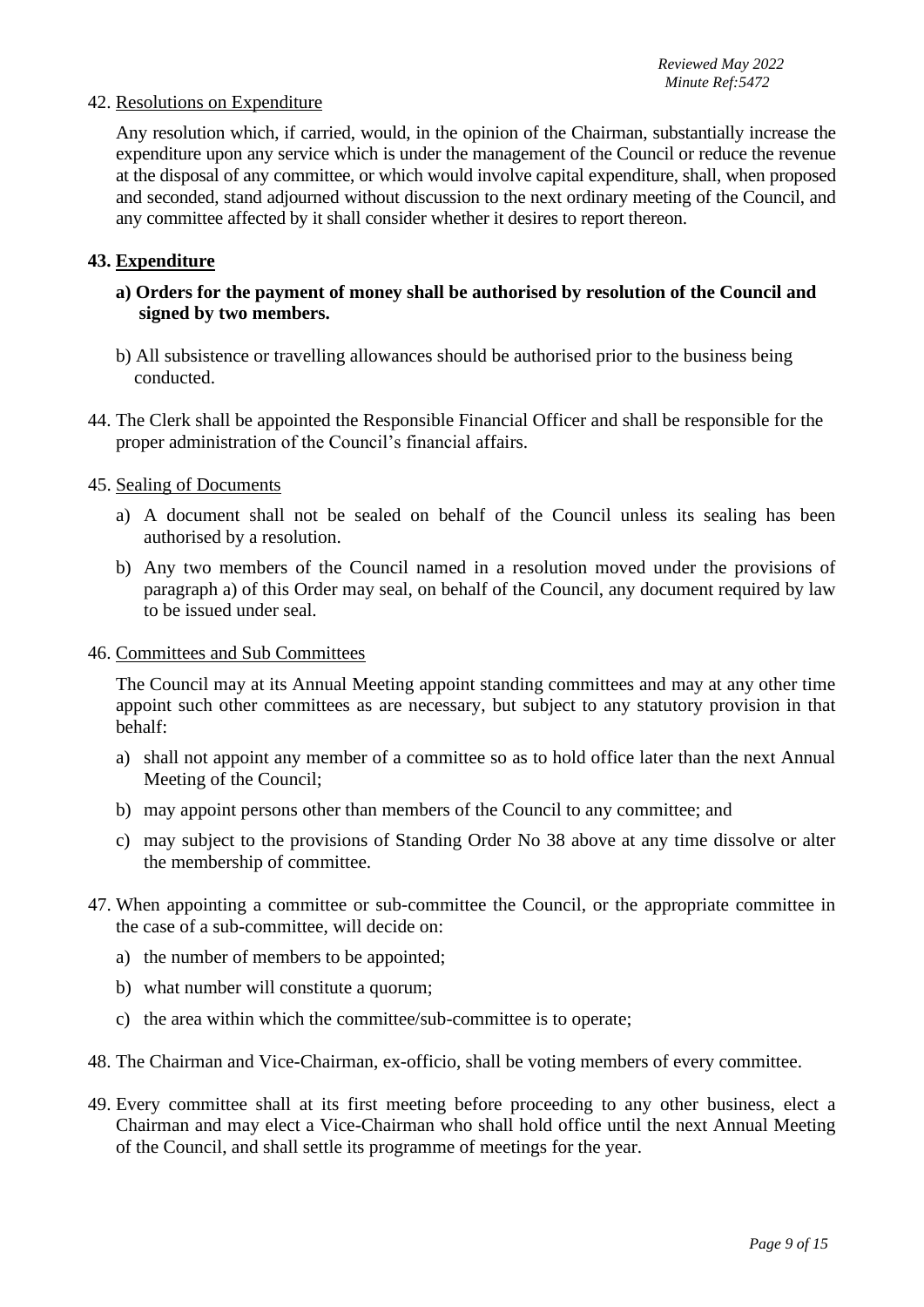42. Resolutions on Expenditure

    Any resolution which, if carried, would, in the opinion of the Chairman, substantially increase the expenditure upon any service which is under the management of the Council or reduce the revenue at the disposal of any committee, or which would involve capital expenditure, shall, when proposed and seconded, stand adjourned without discussion to the next ordinary meeting of the Council, and any committee affected by it shall consider whether it desires to report thereon.

**43. Expenditure**

   **a) Orders for the payment of money shall be authorised by resolution of the Council and signed by two members.**

   b) All subsistence or travelling allowances should be authorised prior to the business being conducted.

44. The Clerk shall be appointed the Responsible Financial Officer and shall be responsible for the proper administration of the Council's financial affairs.

45. Sealing of Documents

    a) A document shall not be sealed on behalf of the Council unless its sealing has been authorised by a resolution.

    b) Any two members of the Council named in a resolution moved under the provisions of paragraph a) of this Order may seal, on behalf of the Council, any document required by law to be issued under seal.

46. Committees and Sub Committees

    The Council may at its Annual Meeting appoint standing committees and may at any other time appoint such other committees as are necessary, but subject to any statutory provision in that behalf:

    a) shall not appoint any member of a committee so as to hold office later than the next Annual Meeting of the Council;

    b) may appoint persons other than members of the Council to any committee; and

    c) may subject to the provisions of Standing Order No 38 above at any time dissolve or alter the membership of committee.

47. When appointing a committee or sub-committee the Council, or the appropriate committee in the case of a sub-committee, will decide on:

    a) the number of members to be appointed;

    b) what number will constitute a quorum;

    c) the area within which the committee/sub-committee is to operate;

48. The Chairman and Vice-Chairman, ex-officio, shall be voting members of every committee.

49. Every committee shall at its first meeting before proceeding to any other business, elect a Chairman and may elect a Vice-Chairman who shall hold office until the next Annual Meeting of the Council, and shall settle its programme of meetings for the year.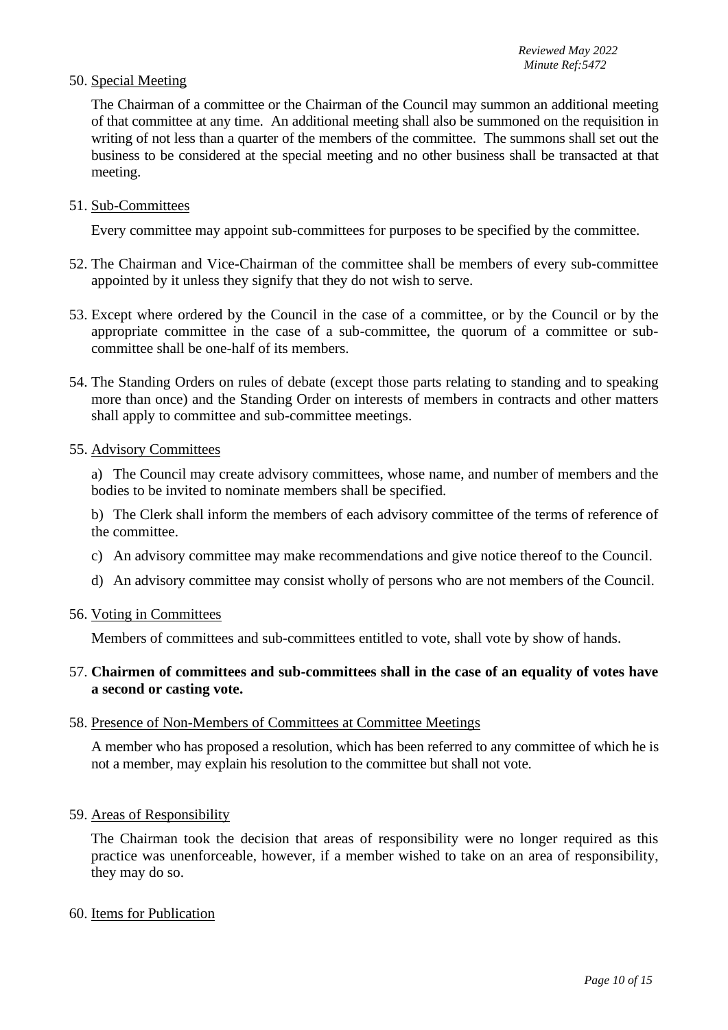*Reviewed May 2022*
*Minute Ref:5472*

50. <u>Special Meeting</u>

    The Chairman of a committee or the Chairman of the Council may summon an additional meeting of that committee at any time. An additional meeting shall also be summoned on the requisition in writing of not less than a quarter of the members of the committee. The summons shall set out the business to be considered at the special meeting and no other business shall be transacted at that meeting.

51. <u>Sub-Committees</u>

    Every committee may appoint sub-committees for purposes to be specified by the committee.

52. The Chairman and Vice-Chairman of the committee shall be members of every sub-committee appointed by it unless they signify that they do not wish to serve.

53. Except where ordered by the Council in the case of a committee, or by the Council or by the appropriate committee in the case of a sub-committee, the quorum of a committee or sub-committee shall be one-half of its members.

54. The Standing Orders on rules of debate (except those parts relating to standing and to speaking more than once) and the Standing Order on interests of members in contracts and other matters shall apply to committee and sub-committee meetings.

55. <u>Advisory Committees</u>

    a) The Council may create advisory committees, whose name, and number of members and the bodies to be invited to nominate members shall be specified.

    b) The Clerk shall inform the members of each advisory committee of the terms of reference of the committee.

    c) An advisory committee may make recommendations and give notice thereof to the Council.

    d) An advisory committee may consist wholly of persons who are not members of the Council.

56. <u>Voting in Committees</u>

    Members of committees and sub-committees entitled to vote, shall vote by show of hands.

57. **Chairmen of committees and sub-committees shall in the case of an equality of votes have a second or casting vote.**

58. <u>Presence of Non-Members of Committees at Committee Meetings</u>

    A member who has proposed a resolution, which has been referred to any committee of which he is not a member, may explain his resolution to the committee but shall not vote.

59. <u>Areas of Responsibility</u>

    The Chairman took the decision that areas of responsibility were no longer required as this practice was unenforceable, however, if a member wished to take on an area of responsibility, they may do so.

60. <u>Items for Publication</u>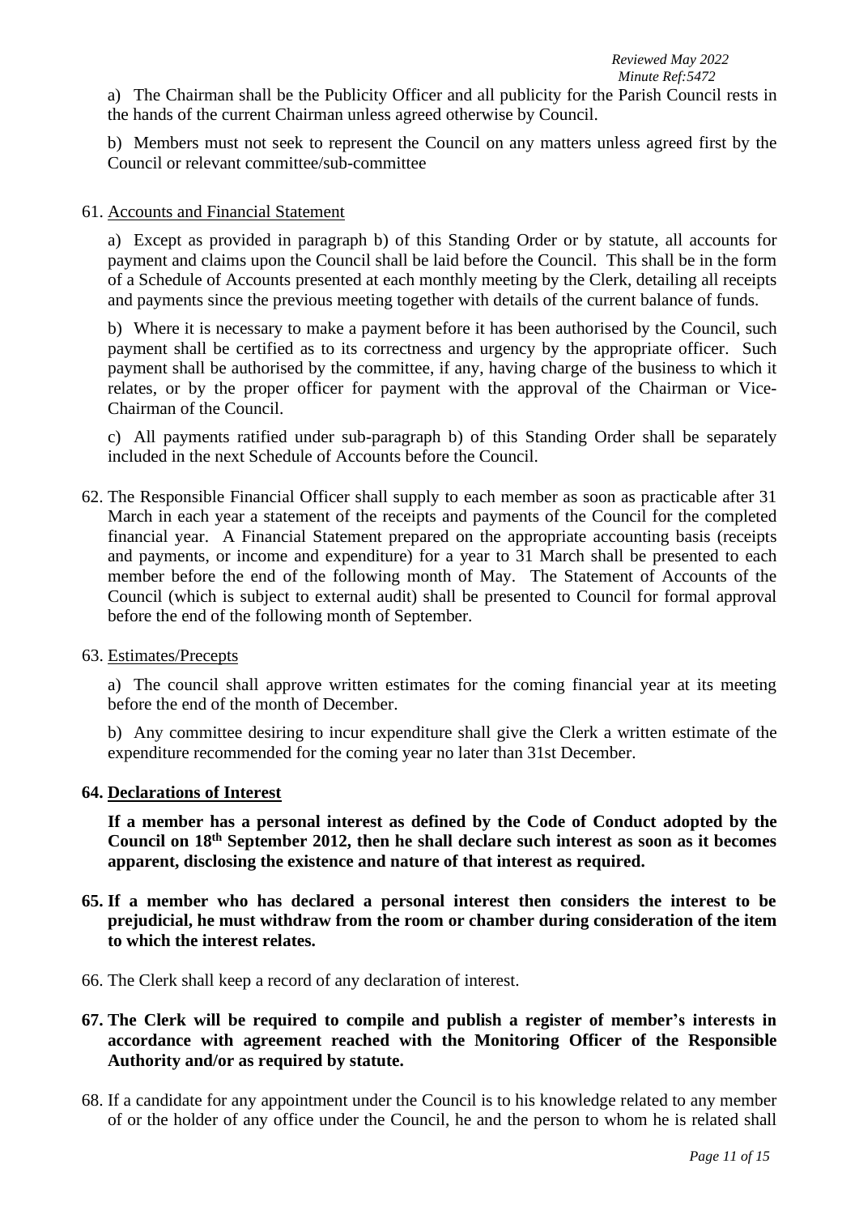a) The Chairman shall be the Publicity Officer and all publicity for the Parish Council rests in the hands of the current Chairman unless agreed otherwise by Council.

b) Members must not seek to represent the Council on any matters unless agreed first by the Council or relevant committee/sub-committee

61. Accounts and Financial Statement

   a) Except as provided in paragraph b) of this Standing Order or by statute, all accounts for payment and claims upon the Council shall be laid before the Council. This shall be in the form of a Schedule of Accounts presented at each monthly meeting by the Clerk, detailing all receipts and payments since the previous meeting together with details of the current balance of funds.

   b) Where it is necessary to make a payment before it has been authorised by the Council, such payment shall be certified as to its correctness and urgency by the appropriate officer. Such payment shall be authorised by the committee, if any, having charge of the business to which it relates, or by the proper officer for payment with the approval of the Chairman or Vice-Chairman of the Council.

   c) All payments ratified under sub-paragraph b) of this Standing Order shall be separately included in the next Schedule of Accounts before the Council.

62. The Responsible Financial Officer shall supply to each member as soon as practicable after 31 March in each year a statement of the receipts and payments of the Council for the completed financial year. A Financial Statement prepared on the appropriate accounting basis (receipts and payments, or income and expenditure) for a year to 31 March shall be presented to each member before the end of the following month of May. The Statement of Accounts of the Council (which is subject to external audit) shall be presented to Council for formal approval before the end of the following month of September.

63. Estimates/Precepts

   a) The council shall approve written estimates for the coming financial year at its meeting before the end of the month of December.

   b) Any committee desiring to incur expenditure shall give the Clerk a written estimate of the expenditure recommended for the coming year no later than 31st December.

**64. Declarations of Interest**

   **If a member has a personal interest as defined by the Code of Conduct adopted by the Council on 18th September 2012, then he shall declare such interest as soon as it becomes apparent, disclosing the existence and nature of that interest as required.**

**65. If a member who has declared a personal interest then considers the interest to be prejudicial, he must withdraw from the room or chamber during consideration of the item to which the interest relates.**

66. The Clerk shall keep a record of any declaration of interest.

**67. The Clerk will be required to compile and publish a register of member's interests in accordance with agreement reached with the Monitoring Officer of the Responsible Authority and/or as required by statute.**

68. If a candidate for any appointment under the Council is to his knowledge related to any member of or the holder of any office under the Council, he and the person to whom he is related shall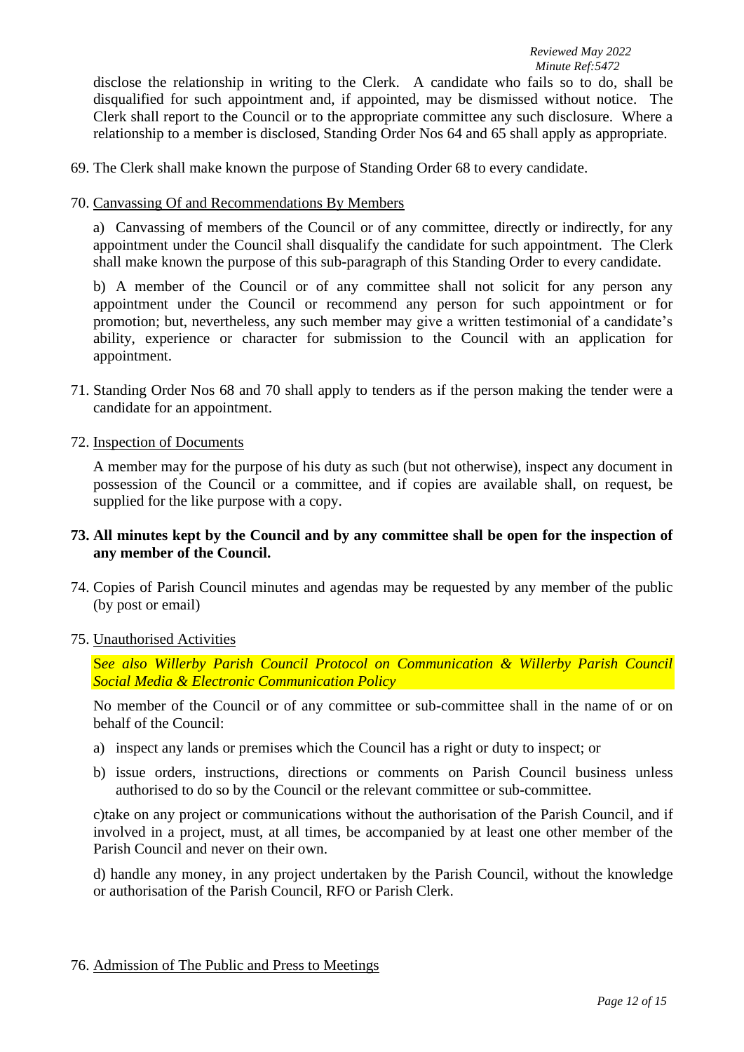disclose the relationship in writing to the Clerk. A candidate who fails so to do, shall be disqualified for such appointment and, if appointed, may be dismissed without notice. The Clerk shall report to the Council or to the appropriate committee any such disclosure. Where a relationship to a member is disclosed, Standing Order Nos 64 and 65 shall apply as appropriate.

69. The Clerk shall make known the purpose of Standing Order 68 to every candidate.

70. Canvassing Of and Recommendations By Members

    a) Canvassing of members of the Council or of any committee, directly or indirectly, for any appointment under the Council shall disqualify the candidate for such appointment. The Clerk shall make known the purpose of this sub-paragraph of this Standing Order to every candidate.

    b) A member of the Council or of any committee shall not solicit for any person any appointment under the Council or recommend any person for such appointment or for promotion; but, nevertheless, any such member may give a written testimonial of a candidate's ability, experience or character for submission to the Council with an application for appointment.

71. Standing Order Nos 68 and 70 shall apply to tenders as if the person making the tender were a candidate for an appointment.

72. Inspection of Documents

    A member may for the purpose of his duty as such (but not otherwise), inspect any document in possession of the Council or a committee, and if copies are available shall, on request, be supplied for the like purpose with a copy.

**73. All minutes kept by the Council and by any committee shall be open for the inspection of any member of the Council.**

74. Copies of Parish Council minutes and agendas may be requested by any member of the public (by post or email)

75. Unauthorised Activities

    S*ee also Willerby Parish Council Protocol on Communication & Willerby Parish Council Social Media & Electronic Communication Policy*

    No member of the Council or of any committee or sub-committee shall in the name of or on behalf of the Council:

    a) inspect any lands or premises which the Council has a right or duty to inspect; or

    b) issue orders, instructions, directions or comments on Parish Council business unless authorised to do so by the Council or the relevant committee or sub-committee.

    c)take on any project or communications without the authorisation of the Parish Council, and if involved in a project, must, at all times, be accompanied by at least one other member of the Parish Council and never on their own.

    d) handle any money, in any project undertaken by the Parish Council, without the knowledge or authorisation of the Parish Council, RFO or Parish Clerk.

76. Admission of The Public and Press to Meetings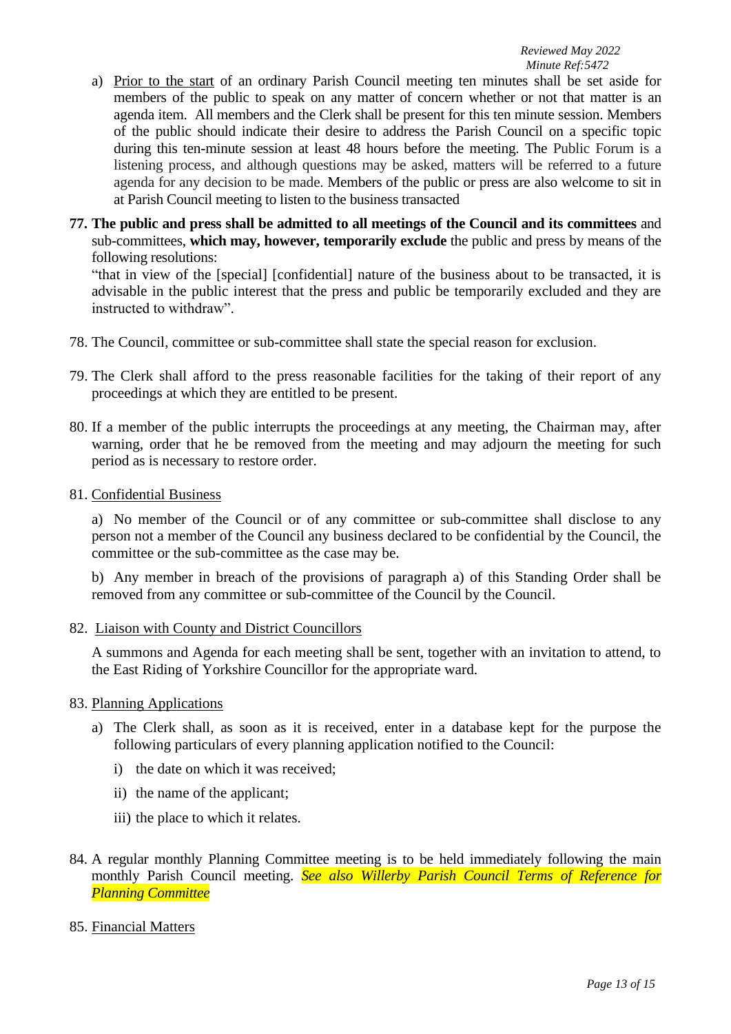*Reviewed May 2022*
*Minute Ref:5472*

a) Prior to the start of an ordinary Parish Council meeting ten minutes shall be set aside for members of the public to speak on any matter of concern whether or not that matter is an agenda item. All members and the Clerk shall be present for this ten minute session. Members of the public should indicate their desire to address the Parish Council on a specific topic during this ten-minute session at least 48 hours before the meeting. The Public Forum is a listening process, and although questions may be asked, matters will be referred to a future agenda for any decision to be made. Members of the public or press are also welcome to sit in at Parish Council meeting to listen to the business transacted

77. **The public and press shall be admitted to all meetings of the Council and its committees** and sub-committees, **which may, however, temporarily exclude** the public and press by means of the following resolutions:

   "that in view of the [special] [confidential] nature of the business about to be transacted, it is advisable in the public interest that the press and public be temporarily excluded and they are instructed to withdraw".

78. The Council, committee or sub-committee shall state the special reason for exclusion.

79. The Clerk shall afford to the press reasonable facilities for the taking of their report of any proceedings at which they are entitled to be present.

80. If a member of the public interrupts the proceedings at any meeting, the Chairman may, after warning, order that he be removed from the meeting and may adjourn the meeting for such period as is necessary to restore order.

81. Confidential Business

   a) No member of the Council or of any committee or sub-committee shall disclose to any person not a member of the Council any business declared to be confidential by the Council, the committee or the sub-committee as the case may be.

   b) Any member in breach of the provisions of paragraph a) of this Standing Order shall be removed from any committee or sub-committee of the Council by the Council.

82. Liaison with County and District Councillors

   A summons and Agenda for each meeting shall be sent, together with an invitation to attend, to the East Riding of Yorkshire Councillor for the appropriate ward.

83. Planning Applications

   a) The Clerk shall, as soon as it is received, enter in a database kept for the purpose the following particulars of every planning application notified to the Council:

      i) the date on which it was received;

      ii) the name of the applicant;

      iii) the place to which it relates.

84. A regular monthly Planning Committee meeting is to be held immediately following the main monthly Parish Council meeting. *See also Willerby Parish Council Terms of Reference for Planning Committee*

85. Financial Matters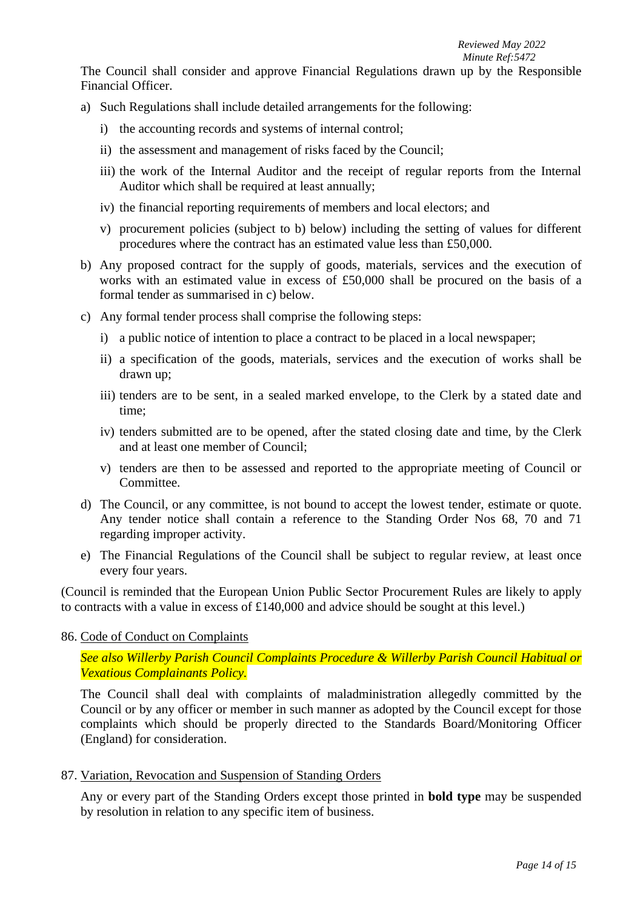*Reviewed May 2022*
*Minute Ref:5472*

The Council shall consider and approve Financial Regulations drawn up by the Responsible Financial Officer.

a) Such Regulations shall include detailed arrangements for the following:

   i) the accounting records and systems of internal control;

   ii) the assessment and management of risks faced by the Council;

   iii) the work of the Internal Auditor and the receipt of regular reports from the Internal Auditor which shall be required at least annually;

   iv) the financial reporting requirements of members and local electors; and

   v) procurement policies (subject to b) below) including the setting of values for different procedures where the contract has an estimated value less than £50,000.

b) Any proposed contract for the supply of goods, materials, services and the execution of works with an estimated value in excess of £50,000 shall be procured on the basis of a formal tender as summarised in c) below.

c) Any formal tender process shall comprise the following steps:

   i) a public notice of intention to place a contract to be placed in a local newspaper;

   ii) a specification of the goods, materials, services and the execution of works shall be drawn up;

   iii) tenders are to be sent, in a sealed marked envelope, to the Clerk by a stated date and time;

   iv) tenders submitted are to be opened, after the stated closing date and time, by the Clerk and at least one member of Council;

   v) tenders are then to be assessed and reported to the appropriate meeting of Council or Committee.

d) The Council, or any committee, is not bound to accept the lowest tender, estimate or quote. Any tender notice shall contain a reference to the Standing Order Nos 68, 70 and 71 regarding improper activity.

e) The Financial Regulations of the Council shall be subject to regular review, at least once every four years.

(Council is reminded that the European Union Public Sector Procurement Rules are likely to apply to contracts with a value in excess of £140,000 and advice should be sought at this level.)

86. Code of Conduct on Complaints

*See also Willerby Parish Council Complaints Procedure & Willerby Parish Council Habitual or Vexatious Complainants Policy.*

The Council shall deal with complaints of maladministration allegedly committed by the Council or by any officer or member in such manner as adopted by the Council except for those complaints which should be properly directed to the Standards Board/Monitoring Officer (England) for consideration.

87. Variation, Revocation and Suspension of Standing Orders

Any or every part of the Standing Orders except those printed in **bold type** may be suspended by resolution in relation to any specific item of business.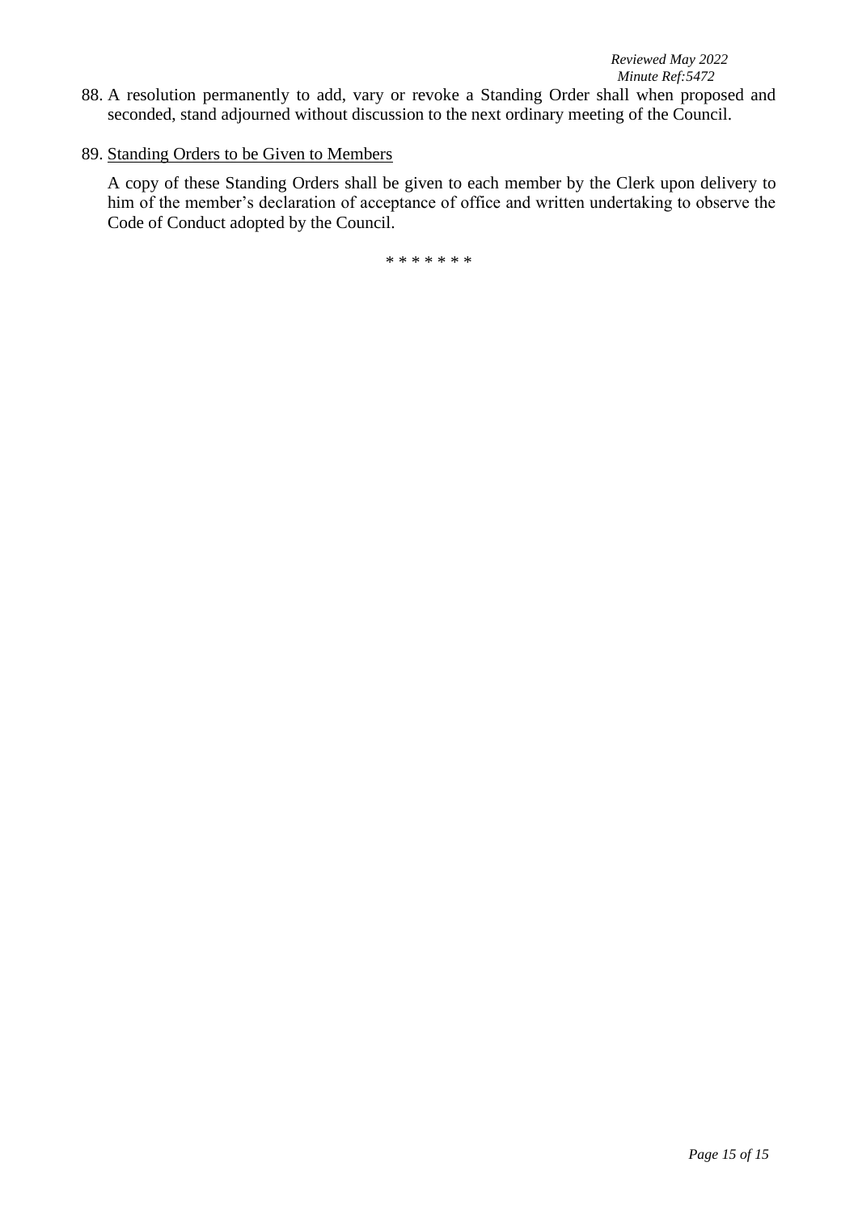88. A resolution permanently to add, vary or revoke a Standing Order shall when proposed and seconded, stand adjourned without discussion to the next ordinary meeting of the Council.

89. Standing Orders to be Given to Members

    A copy of these Standing Orders shall be given to each member by the Clerk upon delivery to him of the member's declaration of acceptance of office and written undertaking to observe the Code of Conduct adopted by the Council.

* * * * * * *